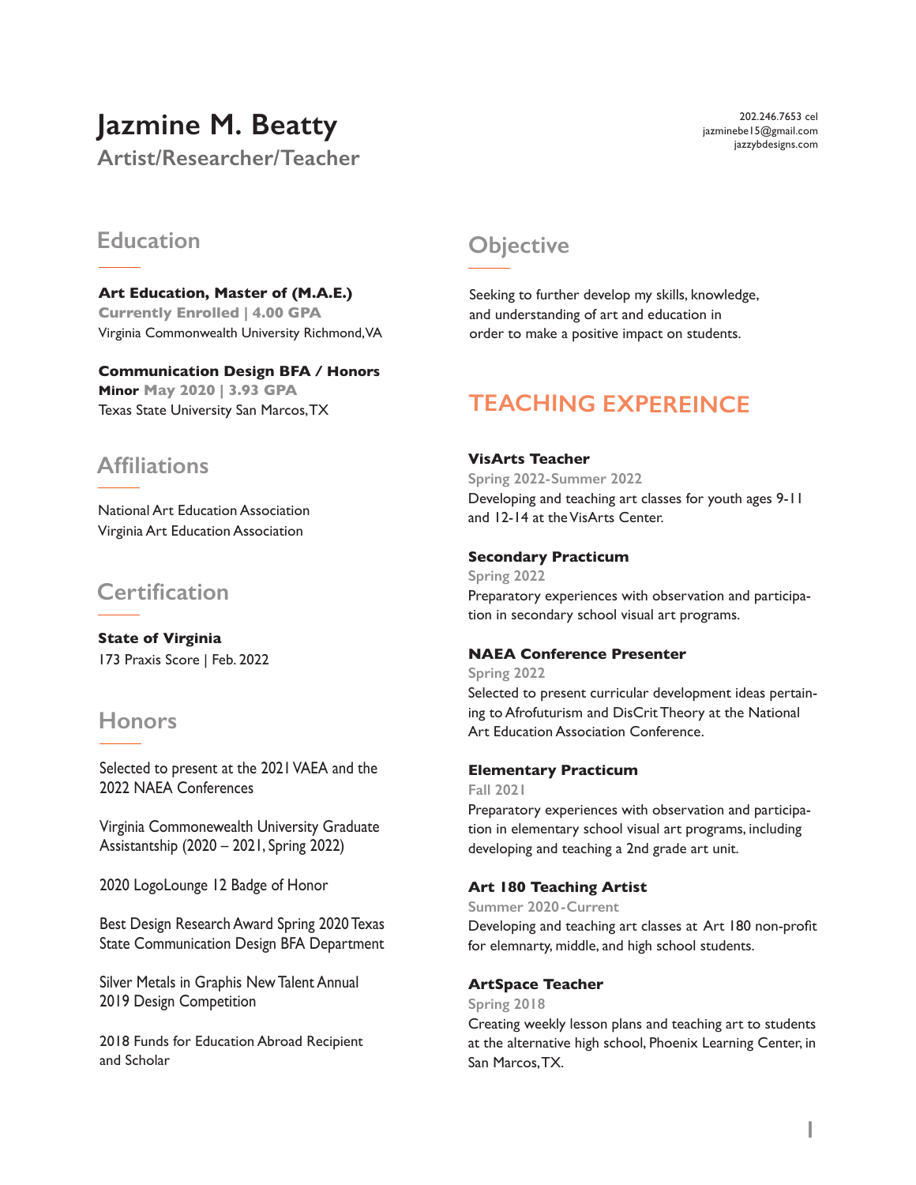# Jazmine M. Beatty

## Artist/Researcher/Teacher

202.246.7653 cel
jazminebe15@gmail.com
jazzybdesigns.com

## Education

**Art Education, Master of (M.A.E.)**
**Currently Enrolled | 4.00 GPA**
Virginia Commonwealth University Richmond, VA

**Communication Design BFA / Honors Minor** **May 2020 | 3.93 GPA**
Texas State University San Marcos, TX

## Affiliations

National Art Education Association
Virginia Art Education Association

## Certification

**State of Virginia**
173 Praxis Score | Feb. 2022

## Honors

Selected to present at the 2021 VAEA and the 2022 NAEA Conferences

Virginia Commonewealth University Graduate Assistantship (2020 – 2021, Spring 2022)

2020 LogoLounge 12 Badge of Honor

Best Design Research Award Spring 2020 Texas State Communication Design BFA Department

Silver Metals in Graphis New Talent Annual 2019 Design Competition

2018 Funds for Education Abroad Recipient and Scholar

## Objective

Seeking to further develop my skills, knowledge, and understanding of art and education in order to make a positive impact on students.

## TEACHING EXPEREINCE

**VisArts Teacher**
**Spring 2022-Summer 2022**
Developing and teaching art classes for youth ages 9-11 and 12-14 at the VisArts Center.

**Secondary Practicum**
**Spring 2022**
Preparatory experiences with observation and participation in secondary school visual art programs.

**NAEA Conference Presenter**
**Spring 2022**
Selected to present curricular development ideas pertaining to Afrofuturism and DisCrit Theory at the National Art Education Association Conference.

**Elementary Practicum**
**Fall 2021**
Preparatory experiences with observation and participation in elementary school visual art programs, including developing and teaching a 2nd grade art unit.

**Art 180 Teaching Artist**
**Summer 2020-Current**
Developing and teaching art classes at Art 180 non-profit for elemnarty, middle, and high school students.

**ArtSpace Teacher**
**Spring 2018**
Creating weekly lesson plans and teaching art to students at the alternative high school, Phoenix Learning Center, in San Marcos, TX.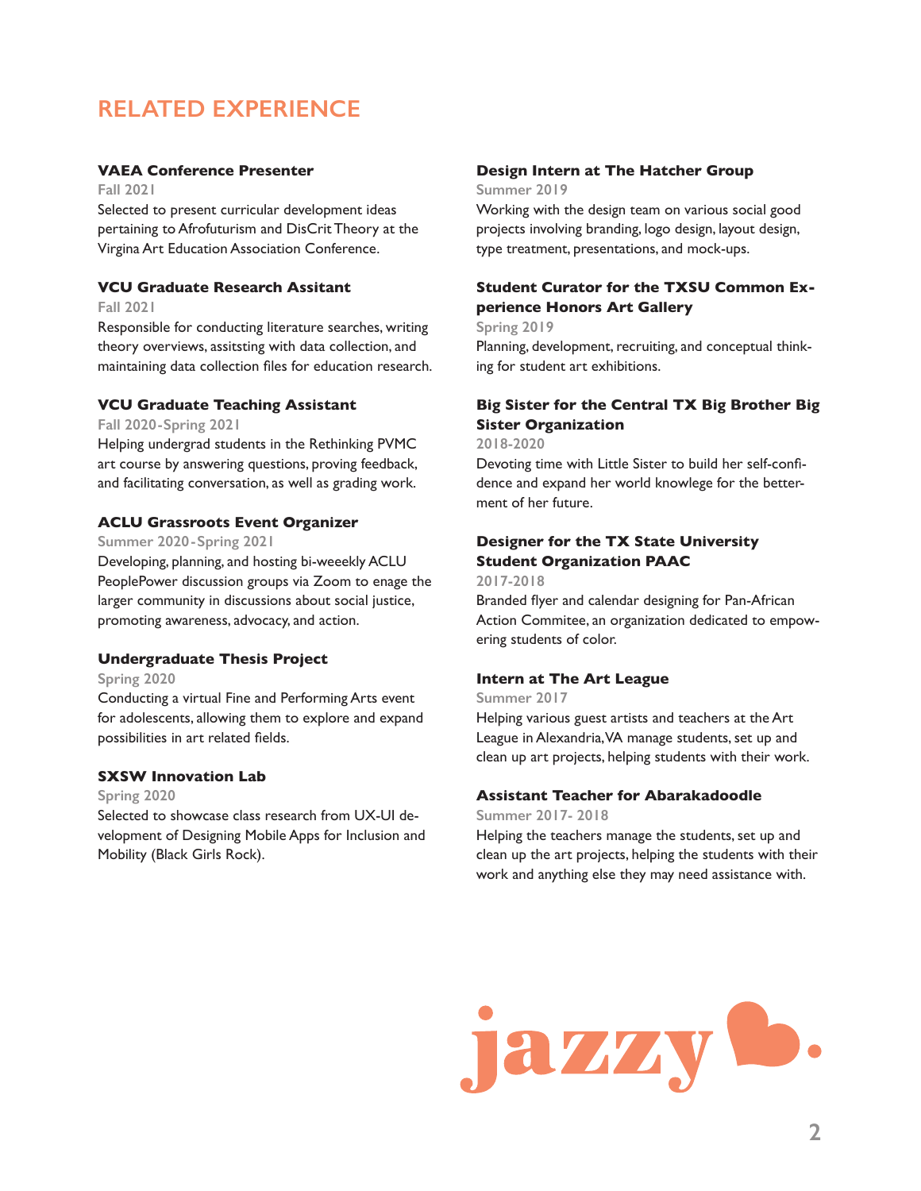# RELATED EXPERIENCE

**VAEA Conference Presenter**
Fall 2021
Selected to present curricular development ideas pertaining to Afrofuturism and DisCrit Theory at the Virgina Art Education Association Conference.

**VCU Graduate Research Assitant**
Fall 2021
Responsible for conducting literature searches, writing theory overviews, assitsting with data collection, and maintaining data collection files for education research.

**VCU Graduate Teaching Assistant**
Fall 2020-Spring 2021
Helping undergrad students in the Rethinking PVMC art course by answering questions, proving feedback, and facilitating conversation, as well as grading work.

**ACLU Grassroots Event Organizer**
Summer 2020-Spring 2021
Developing, planning, and hosting bi-weeekly ACLU PeoplePower discussion groups via Zoom to enage the larger community in discussions about social justice, promoting awareness, advocacy, and action.

**Undergraduate Thesis Project**
Spring 2020
Conducting a virtual Fine and Performing Arts event for adolescents, allowing them to explore and expand possibilities in art related fields.

**SXSW Innovation Lab**
Spring 2020
Selected to showcase class research from UX-UI development of Designing Mobile Apps for Inclusion and Mobility (Black Girls Rock).

**Design Intern at The Hatcher Group**
Summer 2019
Working with the design team on various social good projects involving branding, logo design, layout design, type treatment, presentations, and mock-ups.

**Student Curator for the TXSU Common Experience Honors Art Gallery**
Spring 2019
Planning, development, recruiting, and conceptual thinking for student art exhibitions.

**Big Sister for the Central TX Big Brother Big Sister Organization**
2018-2020
Devoting time with Little Sister to build her self-confidence and expand her world knowlege for the betterment of her future.

**Designer for the TX State University Student Organization PAAC**
2017-2018
Branded flyer and calendar designing for Pan-African Action Commitee, an organization dedicated to empowering students of color.

**Intern at The Art League**
Summer 2017
Helping various guest artists and teachers at the Art League in Alexandria, VA manage students, set up and clean up art projects, helping students with their work.

**Assistant Teacher for Abarakadoodle**
Summer 2017- 2018
Helping the teachers manage the students, set up and clean up the art projects, helping the students with their work and anything else they may need assistance with.

jazzy.